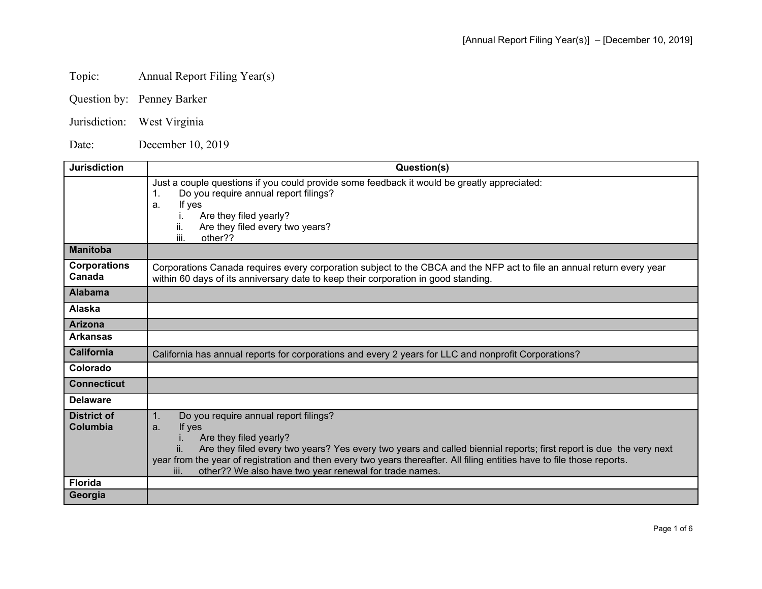Topic: Annual Report Filing Year(s)

Question by: Penney Barker

Jurisdiction: West Virginia

Date: December 10, 2019

| Jurisdiction | Question(s) |
|---|---|
| | Just a couple questions if you could provide some feedback it would be greatly appreciated:<br>1. Do you require annual report filings?<br>a. If yes<br>i. Are they filed yearly?<br>ii. Are they filed every two years?<br>iii. other?? |
| **Manitoba** | |
| **Corporations Canada** | Corporations Canada requires every corporation subject to the CBCA and the NFP act to file an annual return every year within 60 days of its anniversary date to keep their corporation in good standing. |
| **Alabama** | |
| **Alaska** | |
| **Arizona** | |
| **Arkansas** | |
| **California** | California has annual reports for corporations and every 2 years for LLC and nonprofit Corporations? |
| **Colorado** | |
| **Connecticut** | |
| **Delaware** | |
| **District of Columbia** | 1. Do you require annual report filings?<br>a. If yes<br>i. Are they filed yearly?<br>ii. Are they filed every two years? Yes every two years and called biennial reports; first report is due the very next year from the year of registration and then every two years thereafter. All filing entities have to file those reports.<br>iii. other?? We also have two year renewal for trade names. |
| **Florida** | |
| **Georgia** | |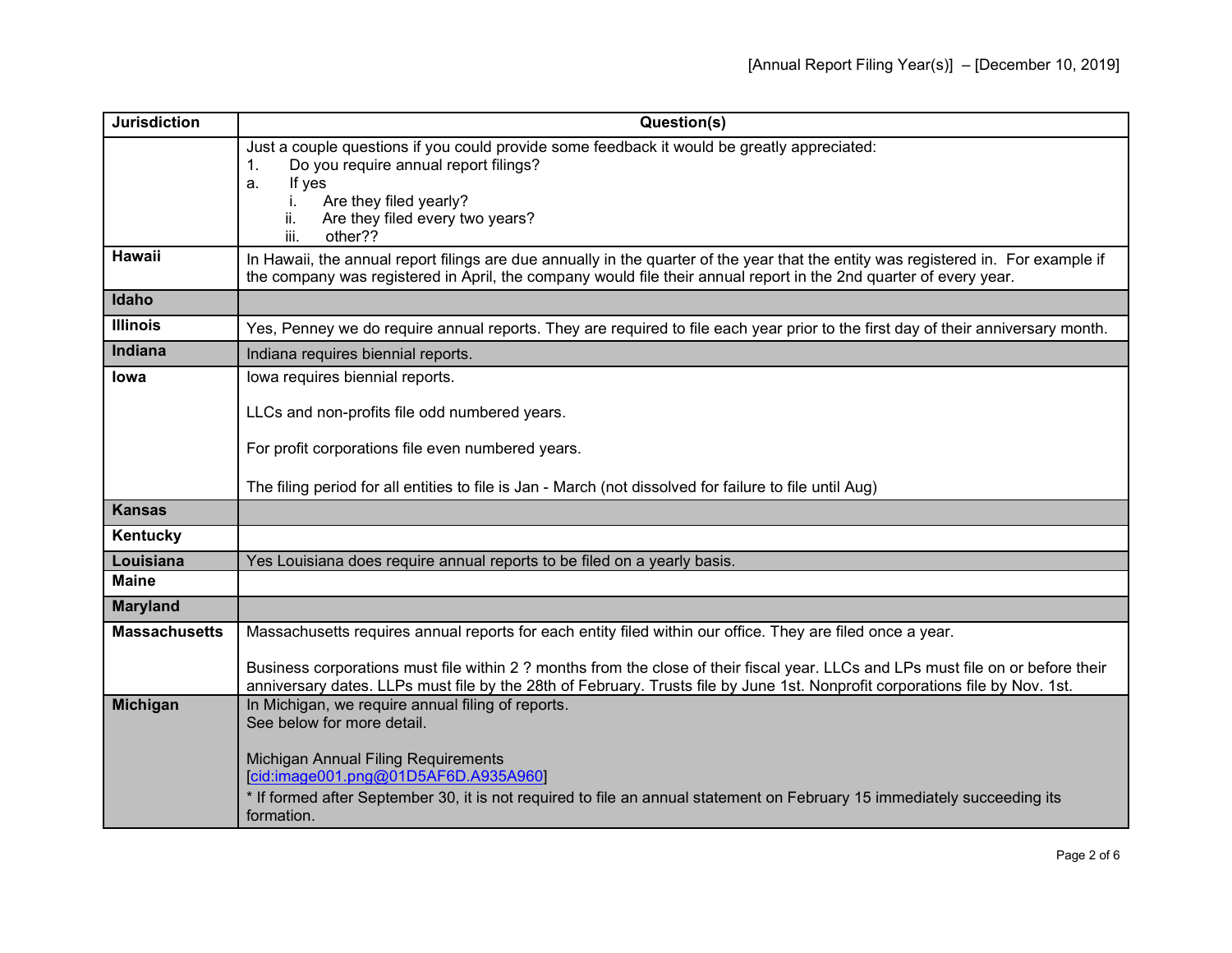| Jurisdiction | Question(s) |
|---|---|
| | Just a couple questions if you could provide some feedback it would be greatly appreciated:<br>1. Do you require annual report filings?<br>a. If yes<br>i. Are they filed yearly?<br>ii. Are they filed every two years?<br>iii. other?? |
| **Hawaii** | In Hawaii, the annual report filings are due annually in the quarter of the year that the entity was registered in. For example if the company was registered in April, the company would file their annual report in the 2nd quarter of every year. |
| **Idaho** | |
| **Illinois** | Yes, Penney we do require annual reports. They are required to file each year prior to the first day of their anniversary month. |
| **Indiana** | Indiana requires biennial reports. |
| **Iowa** | Iowa requires biennial reports.<br><br>LLCs and non-profits file odd numbered years.<br><br>For profit corporations file even numbered years.<br><br>The filing period for all entities to file is Jan - March (not dissolved for failure to file until Aug) |
| **Kansas** | |
| **Kentucky** | |
| **Louisiana** | Yes Louisiana does require annual reports to be filed on a yearly basis. |
| **Maine** | |
| **Maryland** | |
| **Massachusetts** | Massachusetts requires annual reports for each entity filed within our office. They are filed once a year.<br><br>Business corporations must file within 2 ? months from the close of their fiscal year. LLCs and LPs must file on or before their anniversary dates. LLPs must file by the 28th of February. Trusts file by June 1st. Nonprofit corporations file by Nov. 1st. |
| **Michigan** | In Michigan, we require annual filing of reports.<br>See below for more detail.<br><br>Michigan Annual Filing Requirements<br>[cid:image001.png@01D5AF6D.A935A960]<br>* If formed after September 30, it is not required to file an annual statement on February 15 immediately succeeding its formation. |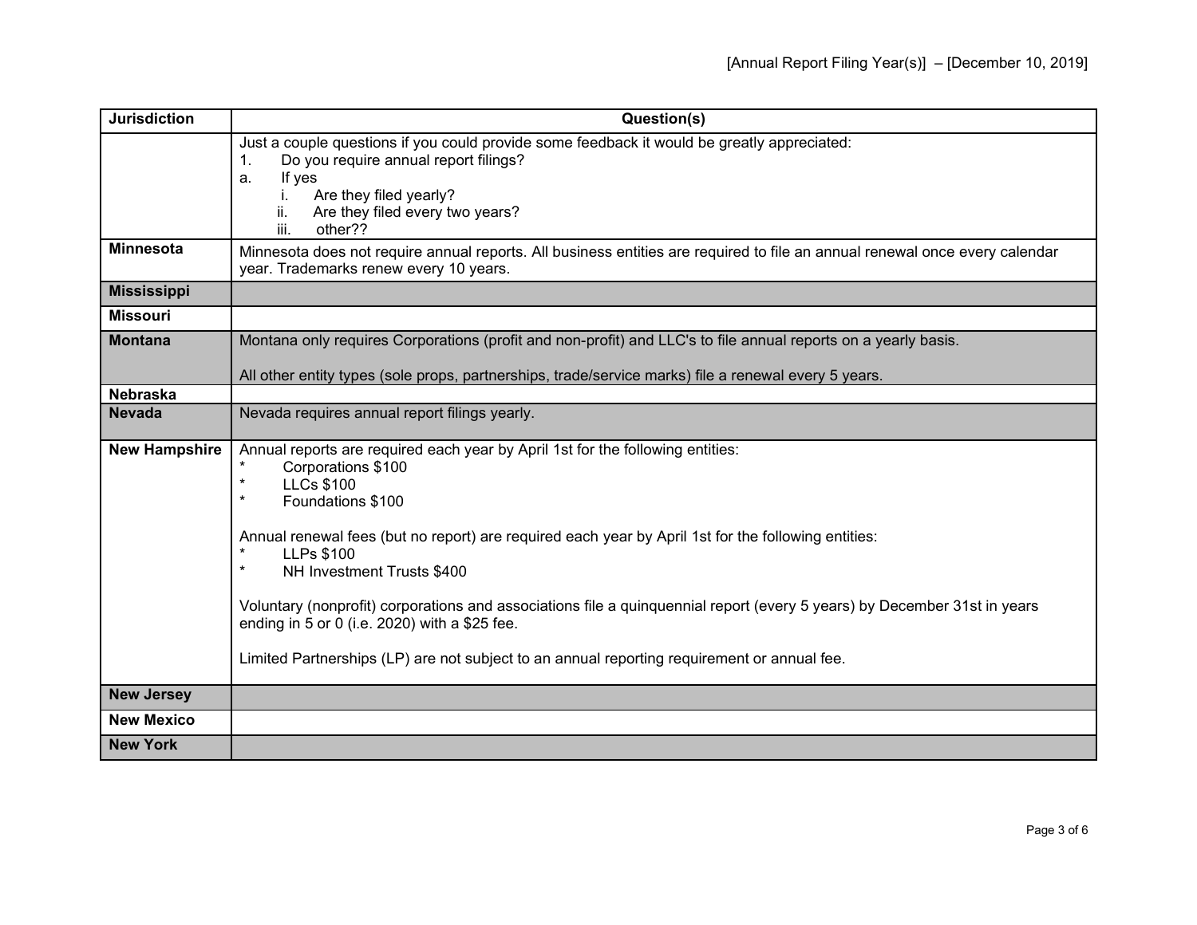| Jurisdiction | Question(s) |
|---|---|
| | Just a couple questions if you could provide some feedback it would be greatly appreciated:<br>1. Do you require annual report filings?<br>a. If yes<br>i. Are they filed yearly?<br>ii. Are they filed every two years?<br>iii. other?? |
| **Minnesota** | Minnesota does not require annual reports. All business entities are required to file an annual renewal once every calendar year. Trademarks renew every 10 years. |
| **Mississippi** | |
| **Missouri** | |
| **Montana** | Montana only requires Corporations (profit and non-profit) and LLC's to file annual reports on a yearly basis.<br><br>All other entity types (sole props, partnerships, trade/service marks) file a renewal every 5 years. |
| **Nebraska** | |
| **Nevada** | Nevada requires annual report filings yearly. |
| **New Hampshire** | Annual reports are required each year by April 1st for the following entities:<br>* Corporations $100<br>* LLCs $100<br>* Foundations $100<br><br>Annual renewal fees (but no report) are required each year by April 1st for the following entities:<br>* LLPs $100<br>* NH Investment Trusts $400<br><br>Voluntary (nonprofit) corporations and associations file a quinquennial report (every 5 years) by December 31st in years ending in 5 or 0 (i.e. 2020) with a $25 fee.<br><br>Limited Partnerships (LP) are not subject to an annual reporting requirement or annual fee. |
| **New Jersey** | |
| **New Mexico** | |
| **New York** | |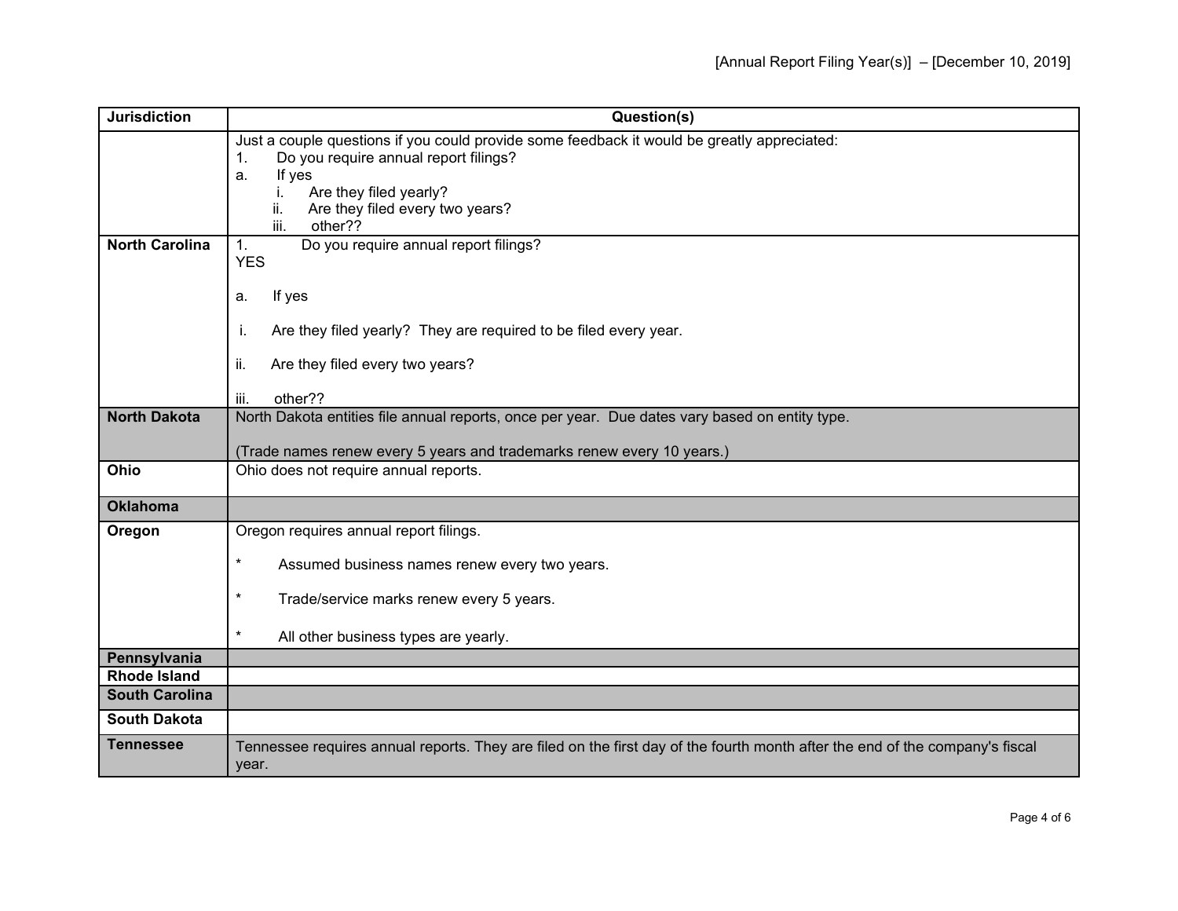| Jurisdiction | Question(s) |
|---|---|
| | Just a couple questions if you could provide some feedback it would be greatly appreciated:<br>1. Do you require annual report filings?<br>a. If yes<br>i. Are they filed yearly?<br>ii. Are they filed every two years?<br>iii. other?? |
| **North Carolina** | 1. Do you require annual report filings?<br>YES<br><br>a. If yes<br><br>i. Are they filed yearly? They are required to be filed every year.<br><br>ii. Are they filed every two years?<br><br>iii. other?? |
| **North Dakota** | North Dakota entities file annual reports, once per year. Due dates vary based on entity type.<br><br>(Trade names renew every 5 years and trademarks renew every 10 years.) |
| **Ohio** | Ohio does not require annual reports. |
| **Oklahoma** | |
| **Oregon** | Oregon requires annual report filings.<br><br>* Assumed business names renew every two years.<br><br>* Trade/service marks renew every 5 years.<br><br>* All other business types are yearly. |
| **Pennsylvania** | |
| **Rhode Island** | |
| **South Carolina** | |
| **South Dakota** | |
| **Tennessee** | Tennessee requires annual reports. They are filed on the first day of the fourth month after the end of the company's fiscal year. |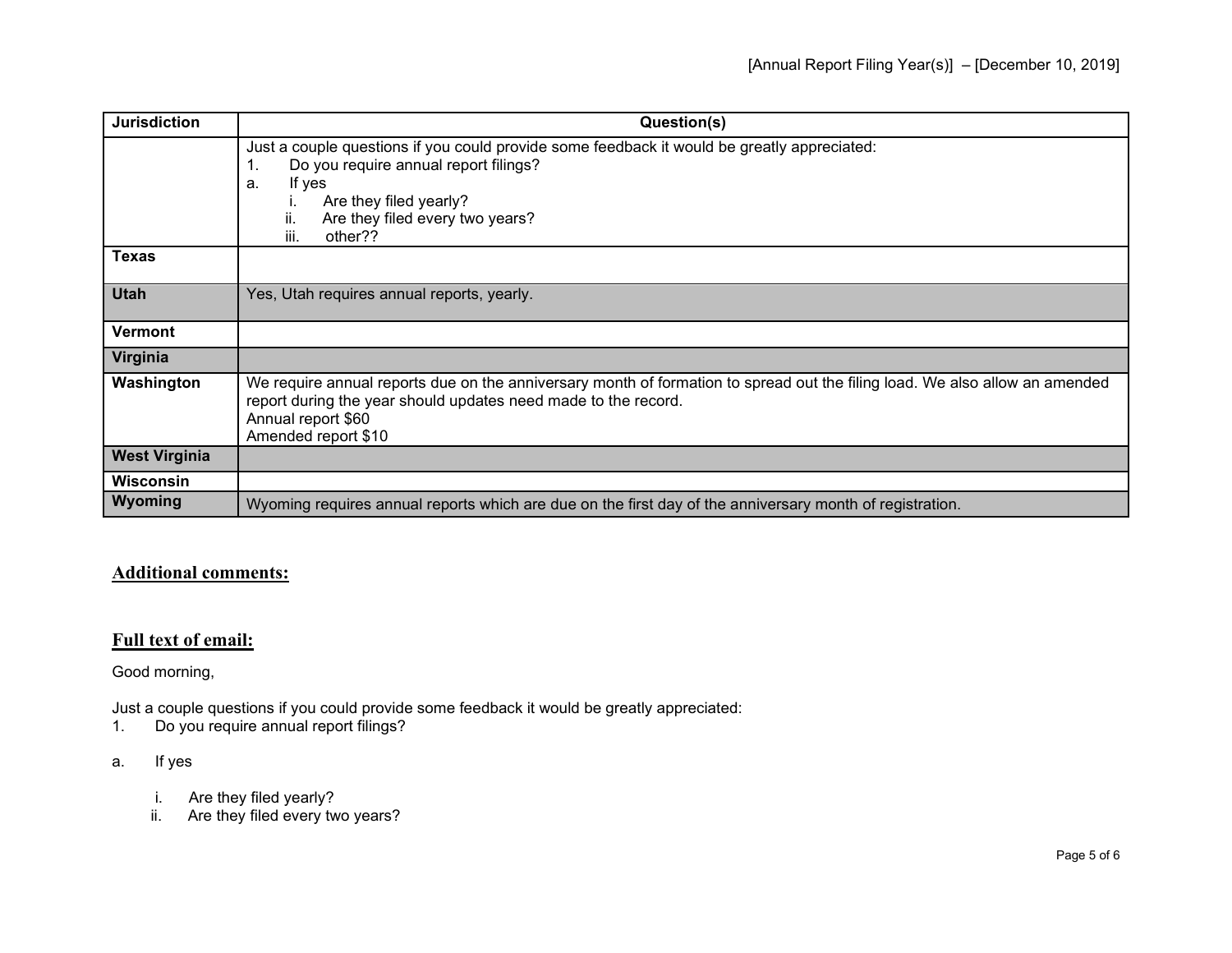| Jurisdiction | Question(s) |
|---|---|
| | Just a couple questions if you could provide some feedback it would be greatly appreciated:<br>1. Do you require annual report filings?<br>a. If yes<br>i. Are they filed yearly?<br>ii. Are they filed every two years?<br>iii. other?? |
| **Texas** | |
| **Utah** | Yes, Utah requires annual reports, yearly. |
| **Vermont** | |
| **Virginia** | |
| **Washington** | We require annual reports due on the anniversary month of formation to spread out the filing load. We also allow an amended report during the year should updates need made to the record.<br>Annual report $60<br>Amended report $10 |
| **West Virginia** | |
| **Wisconsin** | |
| **Wyoming** | Wyoming requires annual reports which are due on the first day of the anniversary month of registration. |

## Additional comments:

## Full text of email:

Good morning,

Just a couple questions if you could provide some feedback it would be greatly appreciated:

1. Do you require annual report filings?

a. If yes

   i. Are they filed yearly?
   ii. Are they filed every two years?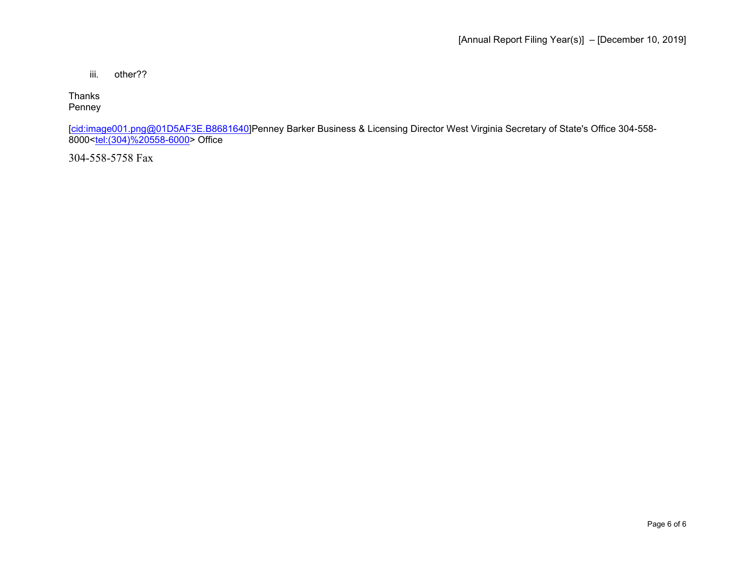iii. other??

Thanks
Penney

[cid:image001.png@01D5AF3E.B8681640]Penney Barker Business & Licensing Director West Virginia Secretary of State's Office 304-558-8000<tel:(304)%20558-6000> Office

304-558-5758 Fax